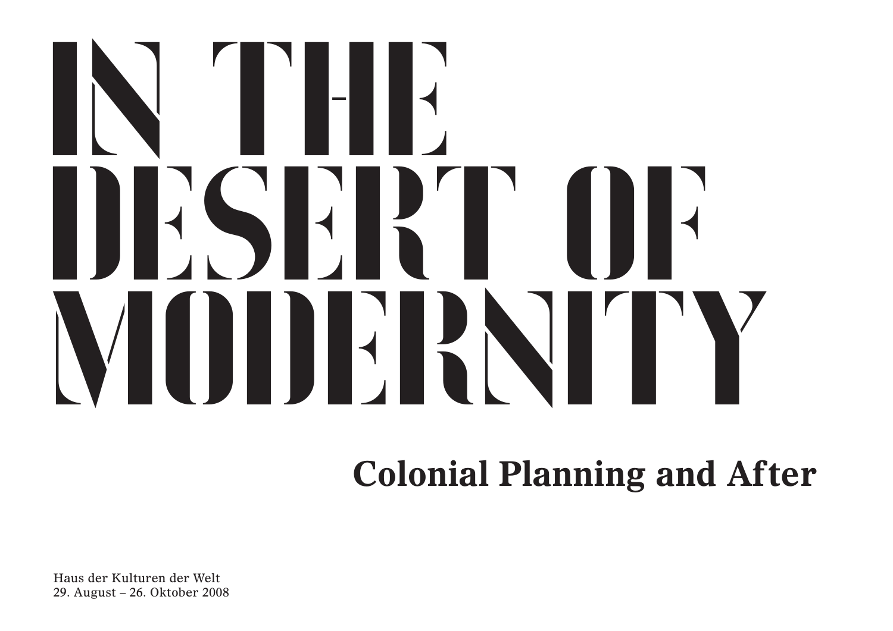# IN THE DESERT OF MODERNITY

## Colonial Planning and After

Haus der Kulturen der Welt
29. August – 26. Oktober 2008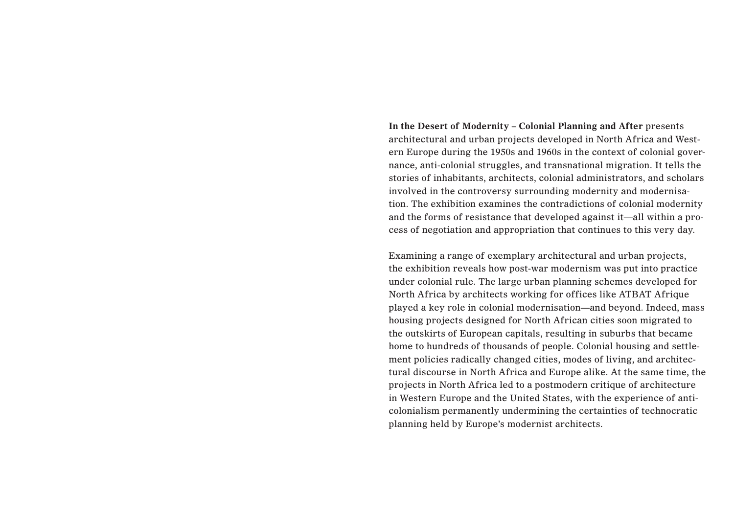**In the Desert of Modernity – Colonial Planning and After** presents architectural and urban projects developed in North Africa and Western Europe during the 1950s and 1960s in the context of colonial governance, anti-colonial struggles, and transnational migration. It tells the stories of inhabitants, architects, colonial administrators, and scholars involved in the controversy surrounding modernity and modernisation. The exhibition examines the contradictions of colonial modernity and the forms of resistance that developed against it—all within a process of negotiation and appropriation that continues to this very day.

Examining a range of exemplary architectural and urban projects, the exhibition reveals how post-war modernism was put into practice under colonial rule. The large urban planning schemes developed for North Africa by architects working for offices like ATBAT Afrique played a key role in colonial modernisation—and beyond. Indeed, mass housing projects designed for North African cities soon migrated to the outskirts of European capitals, resulting in suburbs that became home to hundreds of thousands of people. Colonial housing and settlement policies radically changed cities, modes of living, and architectural discourse in North Africa and Europe alike. At the same time, the projects in North Africa led to a postmodern critique of architecture in Western Europe and the United States, with the experience of anti-colonialism permanently undermining the certainties of technocratic planning held by Europe's modernist architects.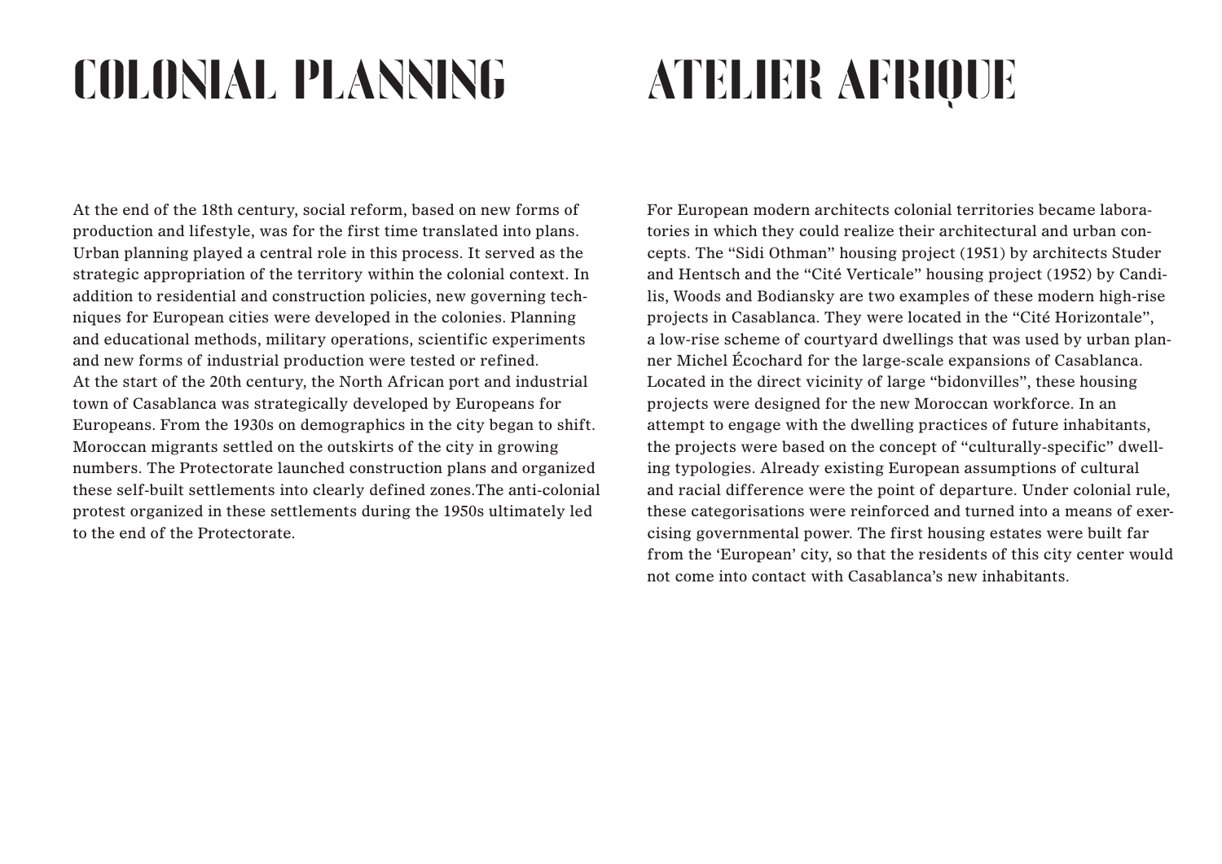# COLONIAL PLANNING

At the end of the 18th century, social reform, based on new forms of production and lifestyle, was for the first time translated into plans. Urban planning played a central role in this process. It served as the strategic appropriation of the territory within the colonial context. In addition to residential and construction policies, new governing techniques for European cities were developed in the colonies. Planning and educational methods, military operations, scientific experiments and new forms of industrial production were tested or refined.
At the start of the 20th century, the North African port and industrial town of Casablanca was strategically developed by Europeans for Europeans. From the 1930s on demographics in the city began to shift. Moroccan migrants settled on the outskirts of the city in growing numbers. The Protectorate launched construction plans and organized these self-built settlements into clearly defined zones.The anti-colonial protest organized in these settlements during the 1950s ultimately led to the end of the Protectorate.

# ATELIER AFRIQUE

For European modern architects colonial territories became laboratories in which they could realize their architectural and urban concepts. The "Sidi Othman" housing project (1951) by architects Studer and Hentsch and the "Cité Verticale" housing project (1952) by Candilis, Woods and Bodiansky are two examples of these modern high-rise projects in Casablanca. They were located in the "Cité Horizontale", a low-rise scheme of courtyard dwellings that was used by urban planner Michel Écochard for the large-scale expansions of Casablanca. Located in the direct vicinity of large "bidonvilles", these housing projects were designed for the new Moroccan workforce. In an attempt to engage with the dwelling practices of future inhabitants, the projects were based on the concept of "culturally-specific" dwelling typologies. Already existing European assumptions of cultural and racial difference were the point of departure. Under colonial rule, these categorisations were reinforced and turned into a means of exercising governmental power. The first housing estates were built far from the 'European' city, so that the residents of this city center would not come into contact with Casablanca's new inhabitants.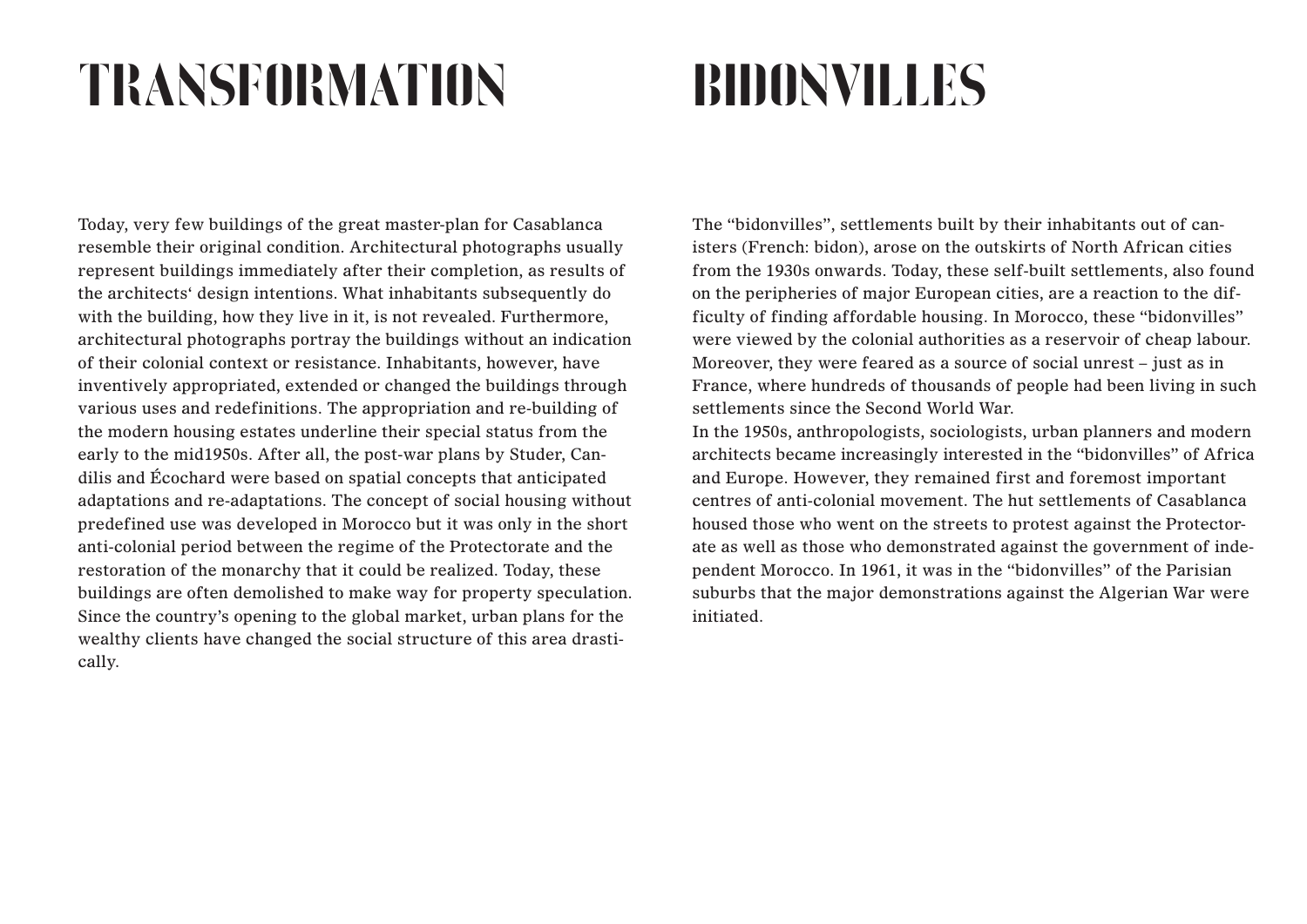# TRANSFORMATION

Today, very few buildings of the great master-plan for Casablanca resemble their original condition. Architectural photographs usually represent buildings immediately after their completion, as results of the architects‘ design intentions. What inhabitants subsequently do with the building, how they live in it, is not revealed. Furthermore, architectural photographs portray the buildings without an indication of their colonial context or resistance. Inhabitants, however, have inventively appropriated, extended or changed the buildings through various uses and redefinitions. The appropriation and re-building of the modern housing estates underline their special status from the early to the mid1950s. After all, the post-war plans by Studer, Candilis and Écochard were based on spatial concepts that anticipated adaptations and re-adaptations. The concept of social housing without predefined use was developed in Morocco but it was only in the short anti-colonial period between the regime of the Protectorate and the restoration of the monarchy that it could be realized. Today, these buildings are often demolished to make way for property speculation. Since the country's opening to the global market, urban plans for the wealthy clients have changed the social structure of this area drastically.

# BIDONVILLES

The “bidonvilles”, settlements built by their inhabitants out of canisters (French: bidon), arose on the outskirts of North African cities from the 1930s onwards. Today, these self-built settlements, also found on the peripheries of major European cities, are a reaction to the difficulty of finding affordable housing. In Morocco, these “bidonvilles” were viewed by the colonial authorities as a reservoir of cheap labour. Moreover, they were feared as a source of social unrest – just as in France, where hundreds of thousands of people had been living in such settlements since the Second World War.

In the 1950s, anthropologists, sociologists, urban planners and modern architects became increasingly interested in the “bidonvilles” of Africa and Europe. However, they remained first and foremost important centres of anti-colonial movement. The hut settlements of Casablanca housed those who went on the streets to protest against the Protectorate as well as those who demonstrated against the government of independent Morocco. In 1961, it was in the “bidonvilles” of the Parisian suburbs that the major demonstrations against the Algerian War were initiated.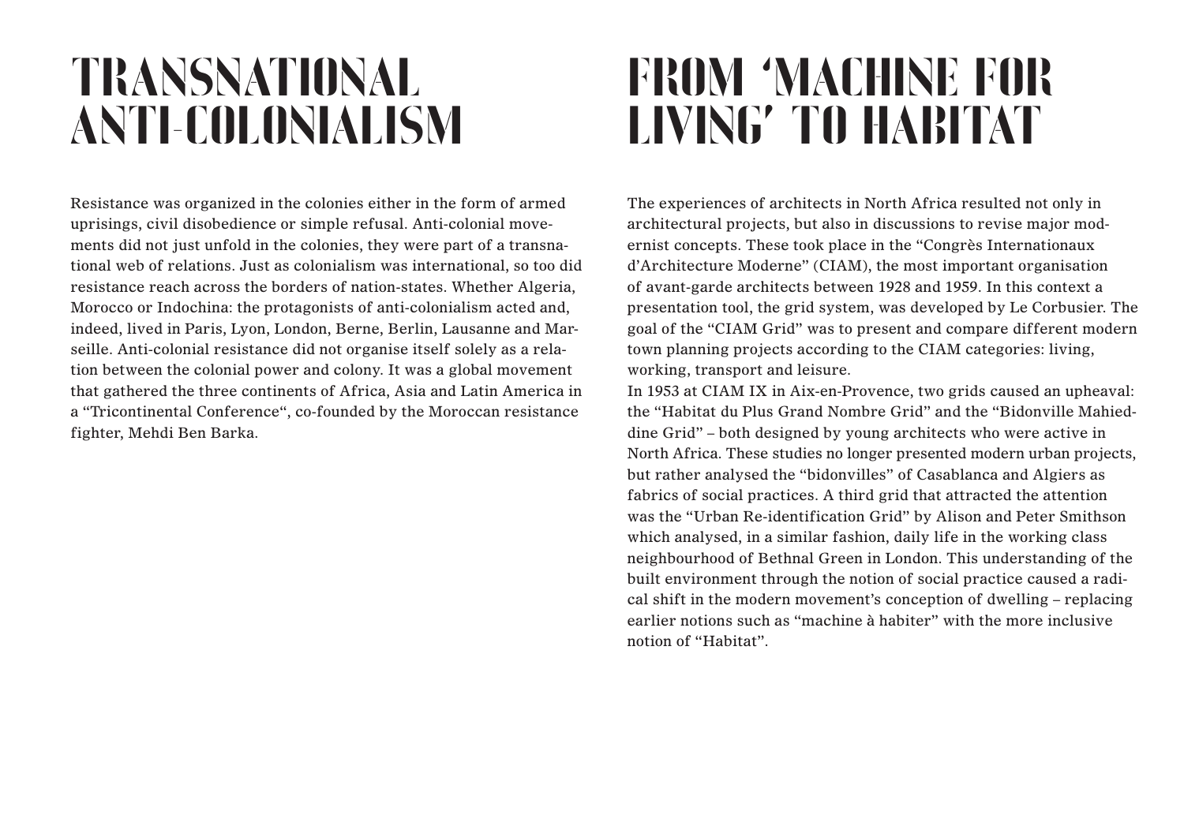# TRANSNATIONAL ANTI-COLONIALISM

Resistance was organized in the colonies either in the form of armed uprisings, civil disobedience or simple refusal. Anti-colonial movements did not just unfold in the colonies, they were part of a transnational web of relations. Just as colonialism was international, so too did resistance reach across the borders of nation-states. Whether Algeria, Morocco or Indochina: the protagonists of anti-colonialism acted and, indeed, lived in Paris, Lyon, London, Berne, Berlin, Lausanne and Marseille. Anti-colonial resistance did not organise itself solely as a relation between the colonial power and colony. It was a global movement that gathered the three continents of Africa, Asia and Latin America in a "Tricontinental Conference", co-founded by the Moroccan resistance fighter, Mehdi Ben Barka.

# FROM 'MACHINE FOR LIVING' TO HABITAT

The experiences of architects in North Africa resulted not only in architectural projects, but also in discussions to revise major modernist concepts. These took place in the "Congrès Internationaux d'Architecture Moderne" (CIAM), the most important organisation of avant-garde architects between 1928 and 1959. In this context a presentation tool, the grid system, was developed by Le Corbusier. The goal of the "CIAM Grid" was to present and compare different modern town planning projects according to the CIAM categories: living, working, transport and leisure.

In 1953 at CIAM IX in Aix-en-Provence, two grids caused an upheaval: the "Habitat du Plus Grand Nombre Grid" and the "Bidonville Mahieddine Grid" – both designed by young architects who were active in North Africa. These studies no longer presented modern urban projects, but rather analysed the "bidonvilles" of Casablanca and Algiers as fabrics of social practices. A third grid that attracted the attention was the "Urban Re-identification Grid" by Alison and Peter Smithson which analysed, in a similar fashion, daily life in the working class neighbourhood of Bethnal Green in London. This understanding of the built environment through the notion of social practice caused a radical shift in the modern movement's conception of dwelling – replacing earlier notions such as "machine à habiter" with the more inclusive notion of "Habitat".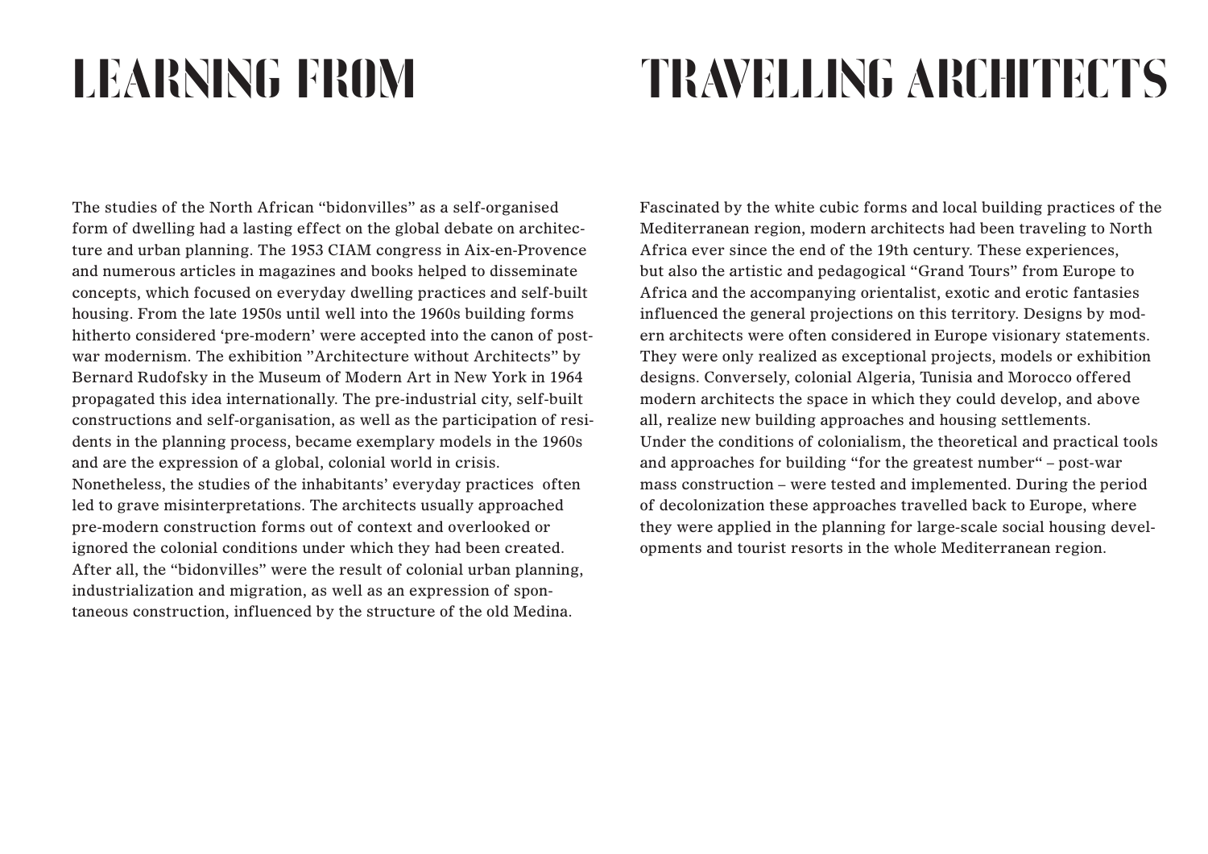# LEARNING FROM TRAVELLING ARCHITECTS

The studies of the North African “bidonvilles” as a self-organised form of dwelling had a lasting effect on the global debate on architecture and urban planning. The 1953 CIAM congress in Aix-en-Provence and numerous articles in magazines and books helped to disseminate concepts, which focused on everyday dwelling practices and self-built housing. From the late 1950s until well into the 1960s building forms hitherto considered ‘pre-modern’ were accepted into the canon of post-war modernism. The exhibition ”Architecture without Architects” by Bernard Rudofsky in the Museum of Modern Art in New York in 1964 propagated this idea internationally. The pre-industrial city, self-built constructions and self-organisation, as well as the participation of residents in the planning process, became exemplary models in the 1960s and are the expression of a global, colonial world in crisis.
Nonetheless, the studies of the inhabitants’ everyday practices often led to grave misinterpretations. The architects usually approached pre-modern construction forms out of context and overlooked or ignored the colonial conditions under which they had been created. After all, the “bidonvilles” were the result of colonial urban planning, industrialization and migration, as well as an expression of spontaneous construction, influenced by the structure of the old Medina.

Fascinated by the white cubic forms and local building practices of the Mediterranean region, modern architects had been traveling to North Africa ever since the end of the 19th century. These experiences, but also the artistic and pedagogical “Grand Tours” from Europe to Africa and the accompanying orientalist, exotic and erotic fantasies influenced the general projections on this territory. Designs by modern architects were often considered in Europe visionary statements. They were only realized as exceptional projects, models or exhibition designs. Conversely, colonial Algeria, Tunisia and Morocco offered modern architects the space in which they could develop, and above all, realize new building approaches and housing settlements.
Under the conditions of colonialism, the theoretical and practical tools and approaches for building “for the greatest number“ – post-war mass construction – were tested and implemented. During the period of decolonization these approaches travelled back to Europe, where they were applied in the planning for large-scale social housing developments and tourist resorts in the whole Mediterranean region.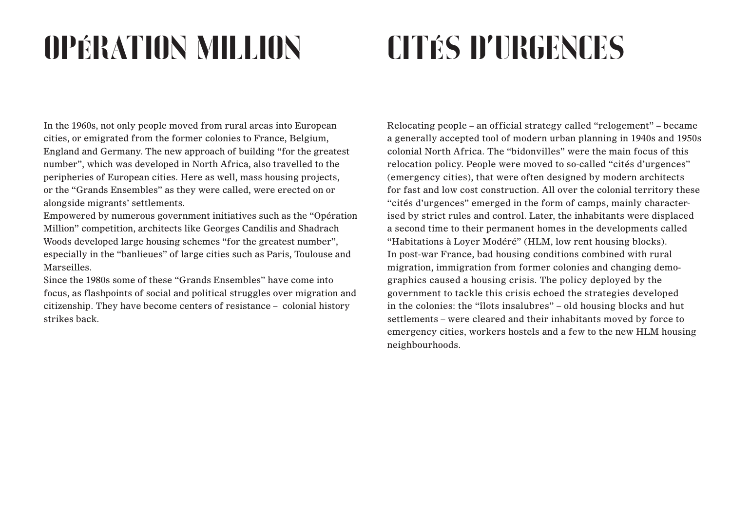# OPÉRATION MILLION

In the 1960s, not only people moved from rural areas into European cities, or emigrated from the former colonies to France, Belgium, England and Germany. The new approach of building "for the greatest number", which was developed in North Africa, also travelled to the peripheries of European cities. Here as well, mass housing projects, or the "Grands Ensembles" as they were called, were erected on or alongside migrants' settlements.

Empowered by numerous government initiatives such as the "Opération Million" competition, architects like Georges Candilis and Shadrach Woods developed large housing schemes "for the greatest number", especially in the "banlieues" of large cities such as Paris, Toulouse and Marseilles.

Since the 1980s some of these "Grands Ensembles" have come into focus, as flashpoints of social and political struggles over migration and citizenship. They have become centers of resistance – colonial history strikes back.

# CITÉS D'URGENCES

Relocating people – an official strategy called "relogement" – became a generally accepted tool of modern urban planning in 1940s and 1950s colonial North Africa. The "bidonvilles" were the main focus of this relocation policy. People were moved to so-called "cités d'urgences" (emergency cities), that were often designed by modern architects for fast and low cost construction. All over the colonial territory these "cités d'urgences" emerged in the form of camps, mainly characterised by strict rules and control. Later, the inhabitants were displaced a second time to their permanent homes in the developments called "Habitations à Loyer Modéré" (HLM, low rent housing blocks).

In post-war France, bad housing conditions combined with rural migration, immigration from former colonies and changing demographics caused a housing crisis. The policy deployed by the government to tackle this crisis echoed the strategies developed in the colonies: the "îlots insalubres" – old housing blocks and hut settlements – were cleared and their inhabitants moved by force to emergency cities, workers hostels and a few to the new HLM housing neighbourhoods.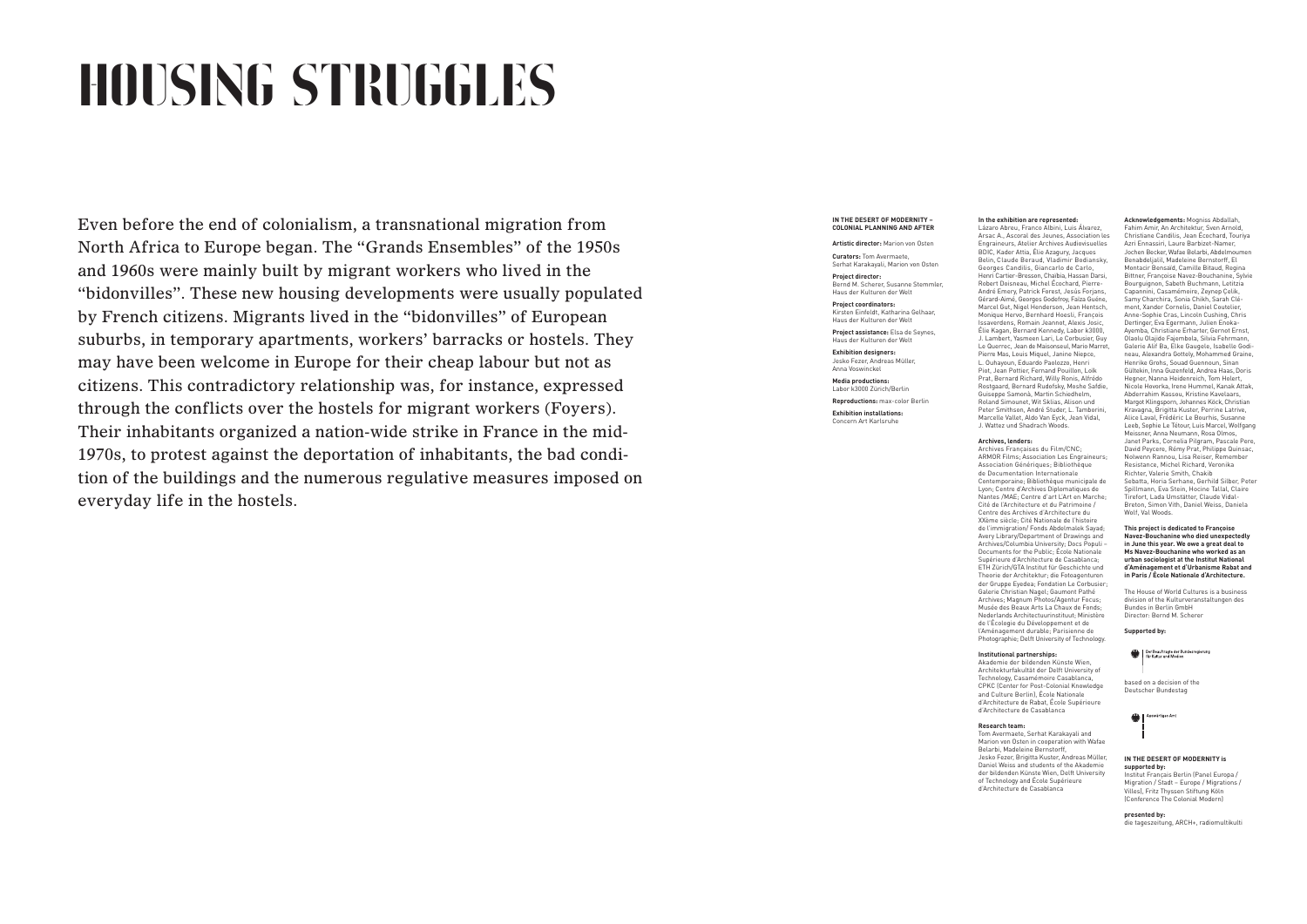# HOUSING STRUGGLES

Even before the end of colonialism, a transnational migration from North Africa to Europe began. The "Grands Ensembles" of the 1950s and 1960s were mainly built by migrant workers who lived in the "bidonvilles". These new housing developments were usually populated by French citizens. Migrants lived in the "bidonvilles" of European suburbs, in temporary apartments, workers' barracks or hostels. They may have been welcome in Europe for their cheap labour but not as citizens. This contradictory relationship was, for instance, expressed through the conflicts over the hostels for migrant workers (Foyers). Their inhabitants organized a nation-wide strike in France in the mid-1970s, to protest against the deportation of inhabitants, the bad condition of the buildings and the numerous regulative measures imposed on everyday life in the hostels.

**IN THE DESERT OF MODERNITY – COLONIAL PLANNING AND AFTER**

**Artistic director:** Marion von Osten

**Curators:** Tom Avermaete, Serhat Karakayali, Marion von Osten

**Project director:** Bernd M. Scherer, Susanne Stemmler, Haus der Kulturen der Welt

**Project coordinators:** Kirsten Einfeldt, Katharina Gelhaar, Haus der Kulturen der Welt

**Project assistance:** Elsa de Seynes, Haus der Kulturen der Welt

**Exhibition designers:** Jesko Fezer, Andreas Müller, Anna Voswinckel

**Media productions:** Labor k3000 Zürich/Berlin

**Reproductions:** max-color Berlin

**Exhibition installations:** Concern Art Karlsruhe

**In the exhibition are represented:** Lázaro Abreu, Franco Albini, Luis Álvarez, Arsac A., Ascoral des Jeunes, Association les Engraineurs, Atelier Archives Audiovisuelles BDIC, Kader Attia, Élie Azagury, Jacques Belin, Claude Beraud, Vladimir Bodiansky, Georges Candilis, Giancarlo de Carlo, Henri Cartier-Bresson, Chaïbia, Hassan Darsi, Robert Doisneau, Michel Écochard, Pierre-André Emery, Patrick Forest, Jesús Forjans, Gérard-Aimé, Georges Godefroy, Faiza Guène, Marcel Gut, Nigel Henderson, Jean Hentsch, Monique Hervo, Bernhard Hoesli, François Issaverdens, Romain Jeannot, Alexis Josic, Élie Kagan, Bernard Kennedy, Labor k3000, J. Lambert, Yasmeen Lari, Le Corbusier, Guy Le Querrec, Jean de Maisonseul, Mario Marret, Pierre Mas, Louis Miquel, Janine Niepce, L. Ouhayoun, Eduardo Paolozzi, Henri Piot, Jean Pottier, Fernand Pouillon, Loïk Prat, Bernard Richard, Willy Ronis, Alfrédo Rostgaard, Bernard Rudofsky, Moshe Safdie, Guiseppe Samonà, Martin Schiedhelm, Roland Simounet, Wit Sklias, Alison und Peter Smithson, André Studer, L. Tamborini, Marcelle Vallet, Aldo Van Eyck, Jean Vidal, J. Wattez und Shadrach Woods.

**Archives, lenders:** Archives Françaises du Film/CNC; ARMOR Films; Association Les Engraineurs; Association Génériques; Bibliothèque de Documentation Internationale Contemporaine; Bibliothèque municipale de Lyon; Centre d'Archives Diplomatiques de Nantes /MAE; Centre d'art L'Art en Marche; Cité de l'Architecture et du Patrimoine / Centre des Archives d'Architecture du XXème siècle; Cité Nationale de l'histoire de l'immigration/ Fonds Abdelmalek Sayad; Avery Library/Department of Drawings and Archives/Columbia University; Docs Populi – Documents for the Public; École Nationale Supérieure d'Architecture de Casablanca; ETH Zürich/GTA Institut für Geschichte und Theorie der Architektur; die Fotoagenturen der Gruppe Eyedea; Fondation Le Corbusier; Galerie Christian Nagel; Gaumont Pathé Archives; Magnum Photos/Agentur Focus; Musée des Beaux Arts La Chaux de Fonds; Nederlands Architectuurinstituut; Ministère de l'Écologie du Développement et de l'Aménagement durable; Parisienne de Photographie; Delft University of Technology.

**Institutional partnerships:** Akademie der bildenden Künste Wien, Architekturfakultät der Delft University of Technology, Casamémoire Casablanca, CPKC (Center for Post-Colonial Knowledge and Culture Berlin), École Nationale d'Architecture de Rabat, École Supérieure d'Architecture de Casablanca

**Research team:** Tom Avermaete, Serhat Karakayali and Marion von Osten in cooperation with Wafae Belarbi, Madeleine Bernstorff, Jesko Fezer, Brigitta Kuster, Andreas Müller, Daniel Weiss and students of the Akademie der bildenden Künste Wien, Delft University of Technology and École Supérieure d'Architecture de Casablanca

**Acknowledgements:** Mogniss Abdallah, Fahim Amir, An Architektur, Sven Arnold, Christiane Candilis, Jean Écochard, Touriya Azri Ennassiri, Laure Barbizet-Namer, Jochen Becker, Wafae Belarbi, Abdelmoumen Benabdeljalil, Madeleine Bernstorff, El Mentacir Bensaid, Camille Bitaud, Regina Bittner, Françoise Navez-Bouchanine, Sylvie Bourguignon, Sabeth Buchmann, Letizia Capannini, Casamémoire, Zeynep Çelik, Samy Charchira, Sonia Chikh, Sarah Clément, Xander Cornelis, Daniel Coutelier, Anne-Sophie Cras, Lincoln Cushing, Chris Dertinger, Eva Egermann, Julien Enoka-Ayemba, Christiane Erharter, Gernot Ernst, Olaolu Olajide Fajembola, Silvia Fehrmann, Galerie Alif Ba, Elke Gaugele, Isabelle Godineau, Alexandra Gottely, Mohammed Graine, Henrike Grohs, Souad Guennoun, Sinan Gültekin, Inna Guzenfeld, Andrea Haas, Doris Hegner, Nanna Heidenreich, Tom Holert, Nicole Hovorka, Irene Hummel, Kanak Attak, Abderrahim Kassou, Kristine Kavelaars, Margot Klingsporn, Johannes Köck, Christian Kravagna, Brigitta Kuster, Perrine Latrive, Alice Laval, Frédéric Le Bourhis, Susanne Leeb, Sophie Le Tétour, Luis Marcel, Wolfgang Meissner, Anna Neumann, Rosa Olmos, Janet Parks, Cornelia Pilgram, Pascale Pere, David Peycere, Rémy Prat, Philippe Quinsac, Nolwenn Rannou, Lisa Reiser, Remember Resistance, Michel Richard, Veronika Richter, Valerie Smith, Chakib Sebatta, Horia Serhane, Gerhild Silber, Peter Spillmann, Eva Stein, Hocine Tallal, Claire Tirefort, Lada Umstätter, Claude Vidal-Breton, Simon Vith, Daniel Weiss, Daniela Wolf, Val Woods.

**This project is dedicated to Françoise Navez-Bouchanine who died unexpectedly in June this year. We owe a great deal to Ms Navez-Bouchanine who worked as an urban sociologist at the Institut National d'Aménagement et d'Urbanisme Rabat and in Paris / École Nationale d'Architecture.**

The House of World Cultures is a business division of the Kulturveranstaltungen des Bundes in Berlin GmbH
Director: Bernd M. Scherer

**Supported by:**

Der Beauftragte der Bundesregierung für Kultur und Medien

based on a decision of the Deutscher Bundestag

Auswärtiges Amt

**IN THE DESERT OF MODERNITY is supported by:**
Institut Français Berlin (Panel Europa / Migration / Stadt – Europe / Migrations / Villes), Fritz Thyssen Stiftung Köln (Conference The Colonial Modern)

**presented by:**
die tageszeitung, ARCH+, radiomultikulti